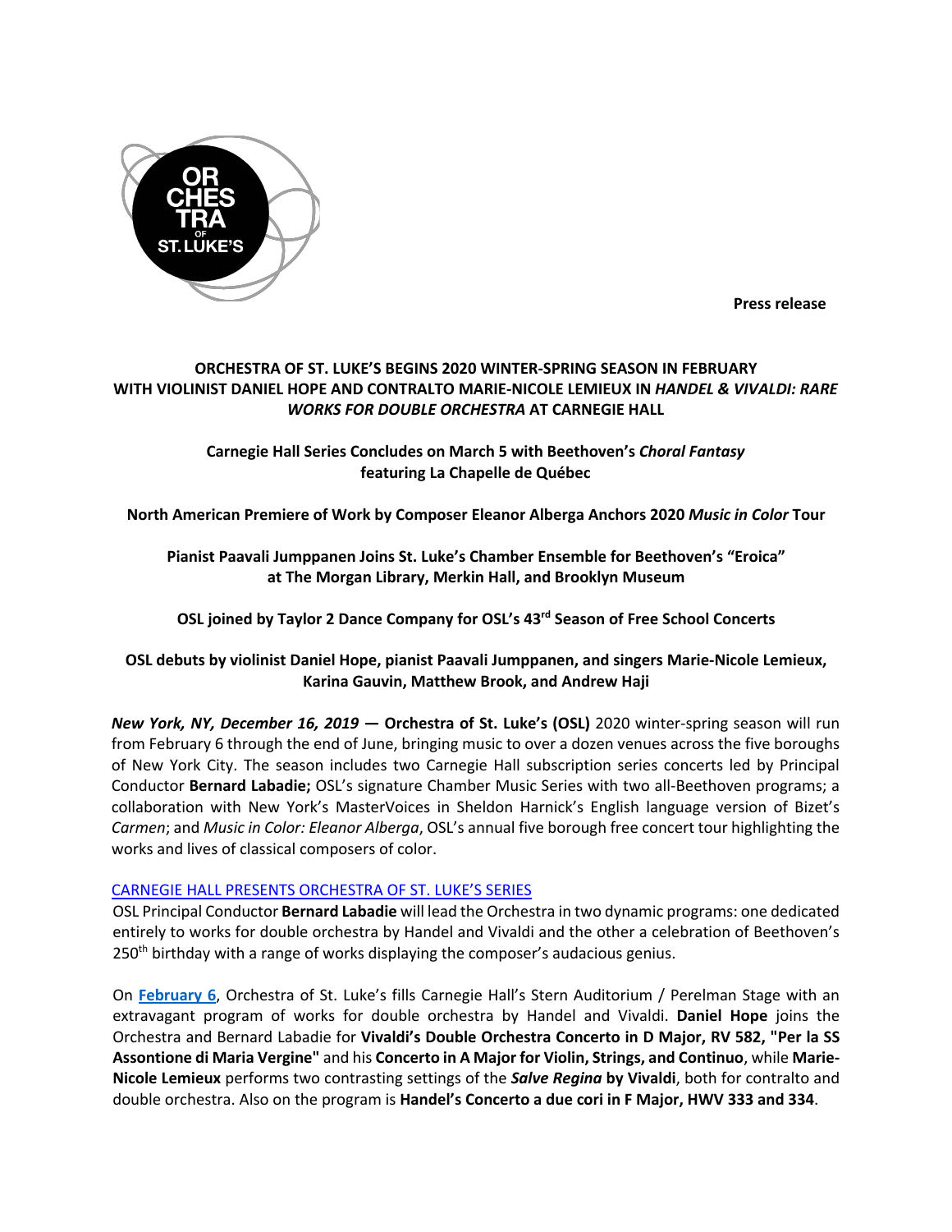Press release

# ORCHESTRA OF ST. LUKE'S BEGINS 2020 WINTER-SPRING SEASON IN FEBRUARY WITH VIOLINIST DANIEL HOPE AND CONTRALTO MARIE-NICOLE LEMIEUX IN *HANDEL & VIVALDI: RARE WORKS FOR DOUBLE ORCHESTRA* AT CARNEGIE HALL

**Carnegie Hall Series Concludes on March 5 with Beethoven's *Choral Fantasy* featuring La Chapelle de Québec**

**North American Premiere of Work by Composer Eleanor Alberga Anchors 2020 *Music in Color* Tour**

**Pianist Paavali Jumppanen Joins St. Luke's Chamber Ensemble for Beethoven's "Eroica" at The Morgan Library, Merkin Hall, and Brooklyn Museum**

**OSL joined by Taylor 2 Dance Company for OSL's 43rd Season of Free School Concerts**

**OSL debuts by violinist Daniel Hope, pianist Paavali Jumppanen, and singers Marie-Nicole Lemieux, Karina Gauvin, Matthew Brook, and Andrew Haji**

***New York, NY, December 16, 2019* — Orchestra of St. Luke's (OSL)** 2020 winter-spring season will run from February 6 through the end of June, bringing music to over a dozen venues across the five boroughs of New York City. The season includes two Carnegie Hall subscription series concerts led by Principal Conductor **Bernard Labadie;** OSL's signature Chamber Music Series with two all-Beethoven programs; a collaboration with New York's MasterVoices in Sheldon Harnick's English language version of Bizet's *Carmen*; and *Music in Color: Eleanor Alberga*, OSL's annual five borough free concert tour highlighting the works and lives of classical composers of color.

## CARNEGIE HALL PRESENTS ORCHESTRA OF ST. LUKE'S SERIES

OSL Principal Conductor **Bernard Labadie** will lead the Orchestra in two dynamic programs: one dedicated entirely to works for double orchestra by Handel and Vivaldi and the other a celebration of Beethoven's 250th birthday with a range of works displaying the composer's audacious genius.

On **February 6**, Orchestra of St. Luke's fills Carnegie Hall's Stern Auditorium / Perelman Stage with an extravagant program of works for double orchestra by Handel and Vivaldi. **Daniel Hope** joins the Orchestra and Bernard Labadie for **Vivaldi's Double Orchestra Concerto in D Major, RV 582, "Per la SS Assontione di Maria Vergine"** and his **Concerto in A Major for Violin, Strings, and Continuo**, while **Marie-Nicole Lemieux** performs two contrasting settings of the ***Salve Regina* by Vivaldi**, both for contralto and double orchestra. Also on the program is **Handel's Concerto a due cori in F Major, HWV 333 and 334**.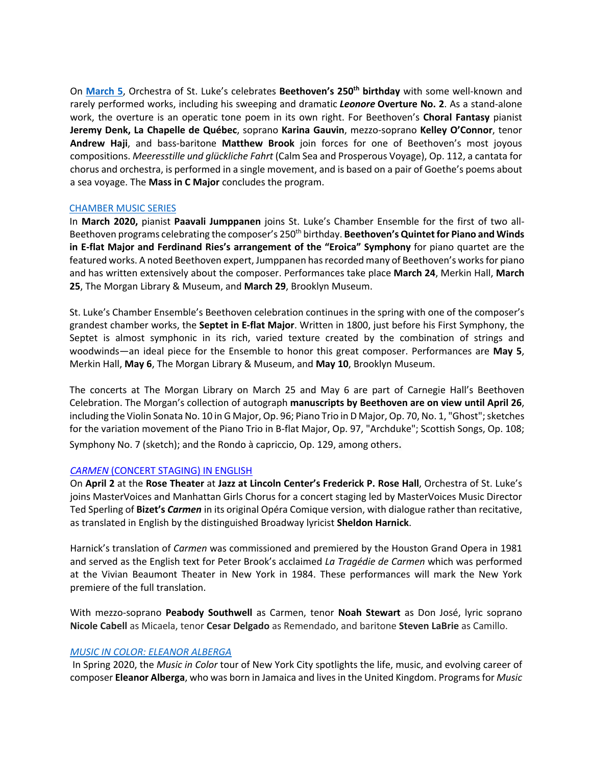On **March 5**, Orchestra of St. Luke's celebrates **Beethoven's 250th birthday** with some well-known and rarely performed works, including his sweeping and dramatic ***Leonore* Overture No. 2**. As a stand-alone work, the overture is an operatic tone poem in its own right. For Beethoven's **Choral Fantasy** pianist **Jeremy Denk, La Chapelle de Québec**, soprano **Karina Gauvin**, mezzo-soprano **Kelley O'Connor**, tenor **Andrew Haji**, and bass-baritone **Matthew Brook** join forces for one of Beethoven's most joyous compositions. *Meeresstille und glückliche Fahrt* (Calm Sea and Prosperous Voyage), Op. 112, a cantata for chorus and orchestra, is performed in a single movement, and is based on a pair of Goethe's poems about a sea voyage. The **Mass in C Major** concludes the program.

CHAMBER MUSIC SERIES

In **March 2020,** pianist **Paavali Jumppanen** joins St. Luke's Chamber Ensemble for the first of two all-Beethoven programs celebrating the composer's 250th birthday. **Beethoven's Quintet for Piano and Winds in E-flat Major and Ferdinand Ries's arrangement of the "Eroica" Symphony** for piano quartet are the featured works. A noted Beethoven expert, Jumppanen has recorded many of Beethoven's works for piano and has written extensively about the composer. Performances take place **March 24**, Merkin Hall, **March 25**, The Morgan Library & Museum, and **March 29**, Brooklyn Museum.

St. Luke's Chamber Ensemble's Beethoven celebration continues in the spring with one of the composer's grandest chamber works, the **Septet in E-flat Major**. Written in 1800, just before his First Symphony, the Septet is almost symphonic in its rich, varied texture created by the combination of strings and woodwinds—an ideal piece for the Ensemble to honor this great composer. Performances are **May 5**, Merkin Hall, **May 6**, The Morgan Library & Museum, and **May 10**, Brooklyn Museum.

The concerts at The Morgan Library on March 25 and May 6 are part of Carnegie Hall's Beethoven Celebration. The Morgan's collection of autograph **manuscripts by Beethoven are on view until April 26**, including the Violin Sonata No. 10 in G Major, Op. 96; Piano Trio in D Major, Op. 70, No. 1, "Ghost"; sketches for the variation movement of the Piano Trio in B-flat Major, Op. 97, "Archduke"; Scottish Songs, Op. 108; Symphony No. 7 (sketch); and the Rondo à capriccio, Op. 129, among others.

*CARMEN* (CONCERT STAGING) IN ENGLISH

On **April 2** at the **Rose Theater** at **Jazz at Lincoln Center's Frederick P. Rose Hall**, Orchestra of St. Luke's joins MasterVoices and Manhattan Girls Chorus for a concert staging led by MasterVoices Music Director Ted Sperling of **Bizet's *Carmen*** in its original Opéra Comique version, with dialogue rather than recitative, as translated in English by the distinguished Broadway lyricist **Sheldon Harnick**.

Harnick's translation of *Carmen* was commissioned and premiered by the Houston Grand Opera in 1981 and served as the English text for Peter Brook's acclaimed *La Tragédie de Carmen* which was performed at the Vivian Beaumont Theater in New York in 1984. These performances will mark the New York premiere of the full translation.

With mezzo-soprano **Peabody Southwell** as Carmen, tenor **Noah Stewart** as Don José, lyric soprano **Nicole Cabell** as Micaela, tenor **Cesar Delgado** as Remendado, and baritone **Steven LaBrie** as Camillo.

*MUSIC IN COLOR: ELEANOR ALBERGA*

In Spring 2020, the *Music in Color* tour of New York City spotlights the life, music, and evolving career of composer **Eleanor Alberga**, who was born in Jamaica and lives in the United Kingdom. Programs for *Music*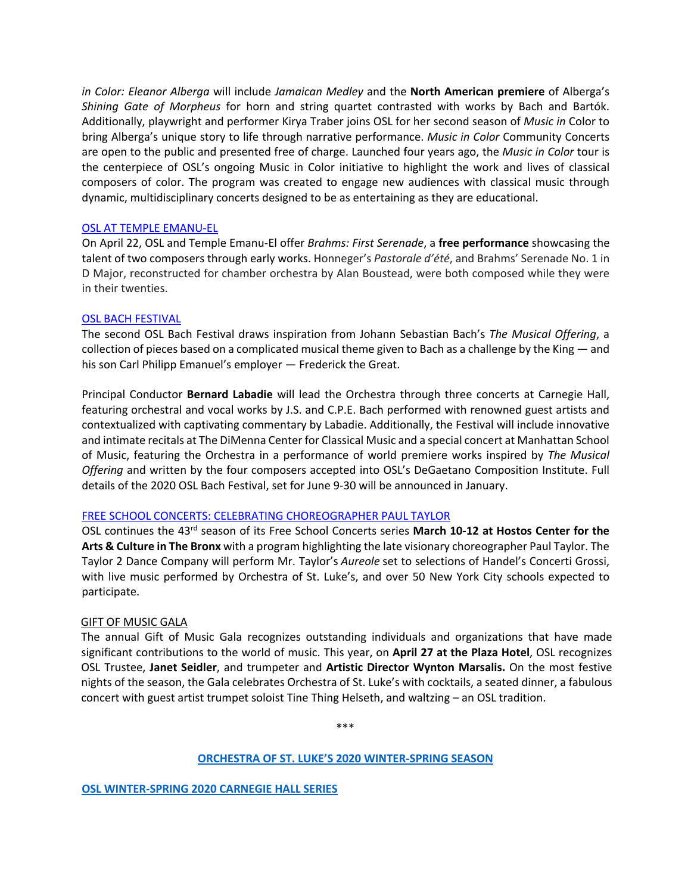*in Color: Eleanor Alberga* will include *Jamaican Medley* and the **North American premiere** of Alberga's *Shining Gate of Morpheus* for horn and string quartet contrasted with works by Bach and Bartók. Additionally, playwright and performer Kirya Traber joins OSL for her second season of *Music in* Color to bring Alberga's unique story to life through narrative performance. *Music in Color* Community Concerts are open to the public and presented free of charge. Launched four years ago, the *Music in Color* tour is the centerpiece of OSL's ongoing Music in Color initiative to highlight the work and lives of classical composers of color. The program was created to engage new audiences with classical music through dynamic, multidisciplinary concerts designed to be as entertaining as they are educational.

OSL AT TEMPLE EMANU-EL

On April 22, OSL and Temple Emanu-El offer *Brahms: First Serenade*, a **free performance** showcasing the talent of two composers through early works. Honneger's *Pastorale d'été*, and Brahms' Serenade No. 1 in D Major, reconstructed for chamber orchestra by Alan Boustead, were both composed while they were in their twenties.

OSL BACH FESTIVAL

The second OSL Bach Festival draws inspiration from Johann Sebastian Bach's *The Musical Offering*, a collection of pieces based on a complicated musical theme given to Bach as a challenge by the King — and his son Carl Philipp Emanuel's employer — Frederick the Great.

Principal Conductor **Bernard Labadie** will lead the Orchestra through three concerts at Carnegie Hall, featuring orchestral and vocal works by J.S. and C.P.E. Bach performed with renowned guest artists and contextualized with captivating commentary by Labadie. Additionally, the Festival will include innovative and intimate recitals at The DiMenna Center for Classical Music and a special concert at Manhattan School of Music, featuring the Orchestra in a performance of world premiere works inspired by *The Musical Offering* and written by the four composers accepted into OSL's DeGaetano Composition Institute. Full details of the 2020 OSL Bach Festival, set for June 9-30 will be announced in January.

FREE SCHOOL CONCERTS: CELEBRATING CHOREOGRAPHER PAUL TAYLOR

OSL continues the 43rd season of its Free School Concerts series **March 10-12 at Hostos Center for the Arts & Culture in The Bronx** with a program highlighting the late visionary choreographer Paul Taylor. The Taylor 2 Dance Company will perform Mr. Taylor's *Aureole* set to selections of Handel's Concerti Grossi, with live music performed by Orchestra of St. Luke's, and over 50 New York City schools expected to participate.

GIFT OF MUSIC GALA

The annual Gift of Music Gala recognizes outstanding individuals and organizations that have made significant contributions to the world of music. This year, on **April 27 at the Plaza Hotel**, OSL recognizes OSL Trustee, **Janet Seidler**, and trumpeter and **Artistic Director Wynton Marsalis.** On the most festive nights of the season, the Gala celebrates Orchestra of St. Luke's with cocktails, a seated dinner, a fabulous concert with guest artist trumpet soloist Tine Thing Helseth, and waltzing – an OSL tradition.

\*\*\*

## ORCHESTRA OF ST. LUKE'S 2020 WINTER-SPRING SEASON

### OSL WINTER-SPRING 2020 CARNEGIE HALL SERIES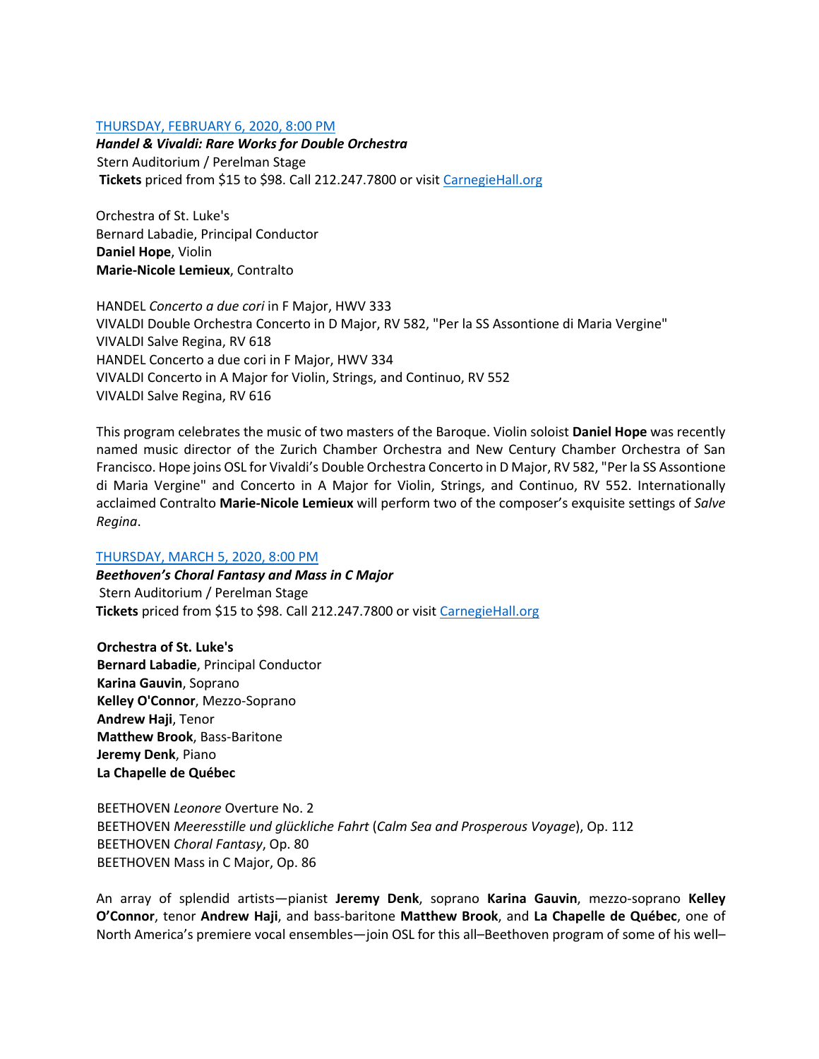[THURSDAY, FEBRUARY 6, 2020, 8:00 PM]

***Handel & Vivaldi: Rare Works for Double Orchestra***
Stern Auditorium / Perelman Stage
**Tickets** priced from $15 to $98. Call 212.247.7800 or visit [CarnegieHall.org]

Orchestra of St. Luke's
Bernard Labadie, Principal Conductor
**Daniel Hope**, Violin
**Marie-Nicole Lemieux**, Contralto

HANDEL *Concerto a due cori* in F Major, HWV 333
VIVALDI Double Orchestra Concerto in D Major, RV 582, "Per la SS Assontione di Maria Vergine"
VIVALDI Salve Regina, RV 618
HANDEL Concerto a due cori in F Major, HWV 334
VIVALDI Concerto in A Major for Violin, Strings, and Continuo, RV 552
VIVALDI Salve Regina, RV 616

This program celebrates the music of two masters of the Baroque. Violin soloist **Daniel Hope** was recently named music director of the Zurich Chamber Orchestra and New Century Chamber Orchestra of San Francisco. Hope joins OSL for Vivaldi's Double Orchestra Concerto in D Major, RV 582, "Per la SS Assontione di Maria Vergine" and Concerto in A Major for Violin, Strings, and Continuo, RV 552. Internationally acclaimed Contralto **Marie-Nicole Lemieux** will perform two of the composer's exquisite settings of *Salve Regina*.

[THURSDAY, MARCH 5, 2020, 8:00 PM]

***Beethoven's Choral Fantasy and Mass in C Major***
Stern Auditorium / Perelman Stage
**Tickets** priced from $15 to $98. Call 212.247.7800 or visit [CarnegieHall.org]

**Orchestra of St. Luke's**
**Bernard Labadie**, Principal Conductor
**Karina Gauvin**, Soprano
**Kelley O'Connor**, Mezzo-Soprano
**Andrew Haji**, Tenor
**Matthew Brook**, Bass-Baritone
**Jeremy Denk**, Piano
**La Chapelle de Québec**

BEETHOVEN *Leonore* Overture No. 2
BEETHOVEN *Meeresstille und glückliche Fahrt* (*Calm Sea and Prosperous Voyage*), Op. 112
BEETHOVEN *Choral Fantasy*, Op. 80
BEETHOVEN Mass in C Major, Op. 86

An array of splendid artists—pianist **Jeremy Denk**, soprano **Karina Gauvin**, mezzo-soprano **Kelley O'Connor**, tenor **Andrew Haji**, and bass-baritone **Matthew Brook**, and **La Chapelle de Québec**, one of North America's premiere vocal ensembles—join OSL for this all–Beethoven program of some of his well–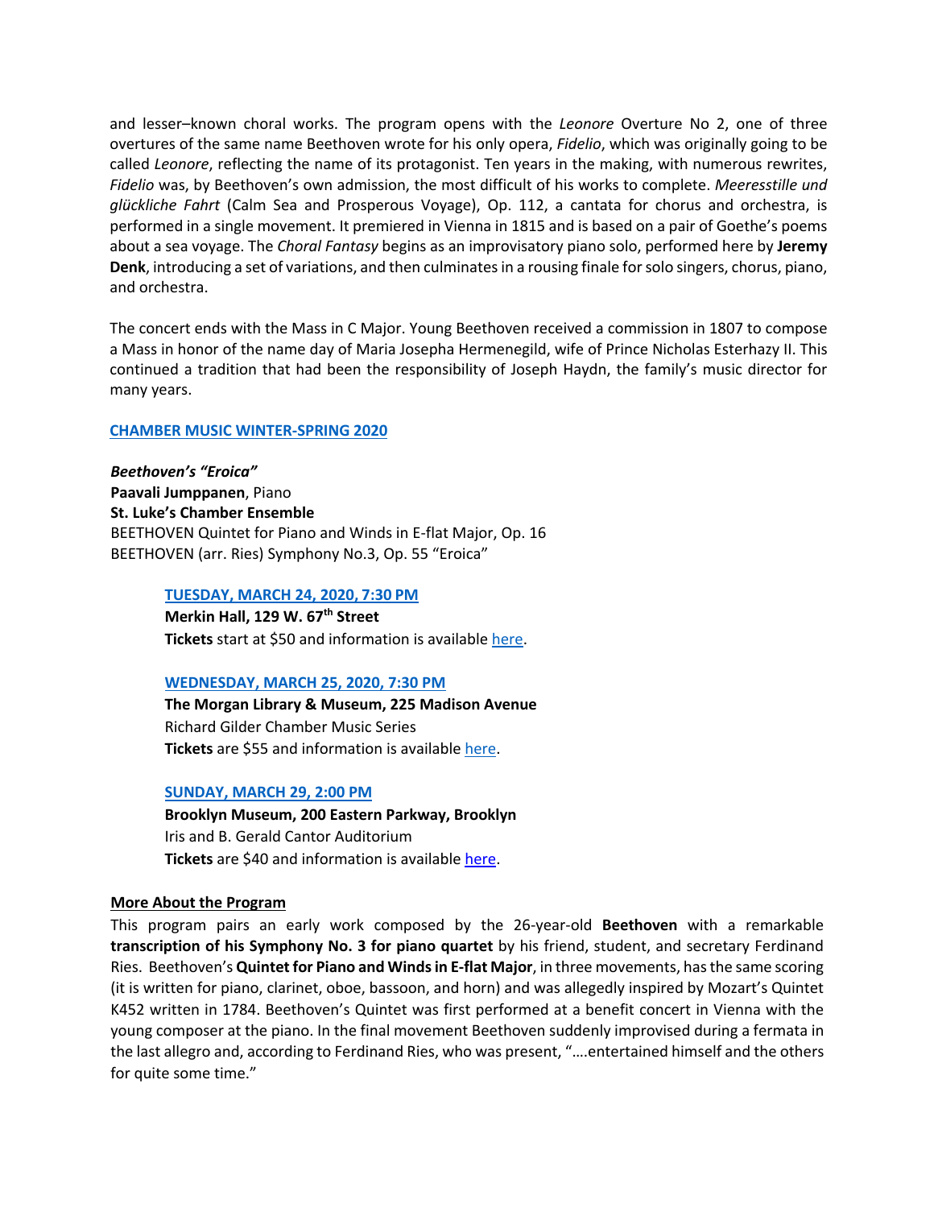and lesser–known choral works. The program opens with the *Leonore* Overture No 2, one of three overtures of the same name Beethoven wrote for his only opera, *Fidelio*, which was originally going to be called *Leonore*, reflecting the name of its protagonist. Ten years in the making, with numerous rewrites, *Fidelio* was, by Beethoven's own admission, the most difficult of his works to complete. *Meeresstille und glückliche Fahrt* (Calm Sea and Prosperous Voyage), Op. 112, a cantata for chorus and orchestra, is performed in a single movement. It premiered in Vienna in 1815 and is based on a pair of Goethe's poems about a sea voyage. The *Choral Fantasy* begins as an improvisatory piano solo, performed here by **Jeremy Denk**, introducing a set of variations, and then culminates in a rousing finale for solo singers, chorus, piano, and orchestra.

The concert ends with the Mass in C Major. Young Beethoven received a commission in 1807 to compose a Mass in honor of the name day of Maria Josepha Hermenegild, wife of Prince Nicholas Esterhazy II. This continued a tradition that had been the responsibility of Joseph Haydn, the family's music director for many years.

**CHAMBER MUSIC WINTER-SPRING 2020**

***Beethoven's "Eroica"***
**Paavali Jumppanen**, Piano
**St. Luke's Chamber Ensemble**
BEETHOVEN Quintet for Piano and Winds in E-flat Major, Op. 16
BEETHOVEN (arr. Ries) Symphony No.3, Op. 55 "Eroica"

**TUESDAY, MARCH 24, 2020, 7:30 PM**
**Merkin Hall, 129 W. 67th Street**
**Tickets** start at $50 and information is available here.

**WEDNESDAY, MARCH 25, 2020, 7:30 PM**
**The Morgan Library & Museum, 225 Madison Avenue**
Richard Gilder Chamber Music Series
**Tickets** are $55 and information is available here.

**SUNDAY, MARCH 29, 2:00 PM**
**Brooklyn Museum, 200 Eastern Parkway, Brooklyn**
Iris and B. Gerald Cantor Auditorium
**Tickets** are $40 and information is available here.

**More About the Program**

This program pairs an early work composed by the 26-year-old **Beethoven** with a remarkable **transcription of his Symphony No. 3 for piano quartet** by his friend, student, and secretary Ferdinand Ries. Beethoven's **Quintet for Piano and Winds in E-flat Major**, in three movements, has the same scoring (it is written for piano, clarinet, oboe, bassoon, and horn) and was allegedly inspired by Mozart's Quintet K452 written in 1784. Beethoven's Quintet was first performed at a benefit concert in Vienna with the young composer at the piano. In the final movement Beethoven suddenly improvised during a fermata in the last allegro and, according to Ferdinand Ries, who was present, "….entertained himself and the others for quite some time."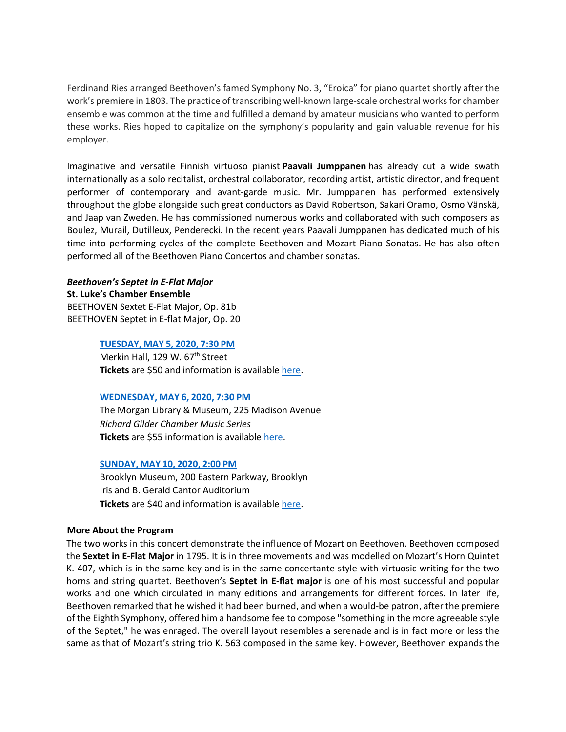Ferdinand Ries arranged Beethoven's famed Symphony No. 3, "Eroica" for piano quartet shortly after the work's premiere in 1803. The practice of transcribing well-known large-scale orchestral works for chamber ensemble was common at the time and fulfilled a demand by amateur musicians who wanted to perform these works. Ries hoped to capitalize on the symphony's popularity and gain valuable revenue for his employer.

Imaginative and versatile Finnish virtuoso pianist **Paavali Jumppanen** has already cut a wide swath internationally as a solo recitalist, orchestral collaborator, recording artist, artistic director, and frequent performer of contemporary and avant-garde music. Mr. Jumppanen has performed extensively throughout the globe alongside such great conductors as David Robertson, Sakari Oramo, Osmo Vänskä, and Jaap van Zweden. He has commissioned numerous works and collaborated with such composers as Boulez, Murail, Dutilleux, Penderecki. In the recent years Paavali Jumppanen has dedicated much of his time into performing cycles of the complete Beethoven and Mozart Piano Sonatas. He has also often performed all of the Beethoven Piano Concertos and chamber sonatas.

***Beethoven's Septet in E-Flat Major***
**St. Luke's Chamber Ensemble**
BEETHOVEN Sextet E-Flat Major, Op. 81b
BEETHOVEN Septet in E-flat Major, Op. 20

**TUESDAY, MAY 5, 2020, 7:30 PM**
Merkin Hall, 129 W. 67th Street
**Tickets** are $50 and information is available here.

**WEDNESDAY, MAY 6, 2020, 7:30 PM**
The Morgan Library & Museum, 225 Madison Avenue
*Richard Gilder Chamber Music Series*
**Tickets** are $55 information is available here.

**SUNDAY, MAY 10, 2020, 2:00 PM**
Brooklyn Museum, 200 Eastern Parkway, Brooklyn
Iris and B. Gerald Cantor Auditorium
**Tickets** are $40 and information is available here.

**More About the Program**

The two works in this concert demonstrate the influence of Mozart on Beethoven. Beethoven composed the **Sextet in E-Flat Major** in 1795. It is in three movements and was modelled on Mozart's Horn Quintet K. 407, which is in the same key and is in the same concertante style with virtuosic writing for the two horns and string quartet. Beethoven's **Septet in E-flat major** is one of his most successful and popular works and one which circulated in many editions and arrangements for different forces. In later life, Beethoven remarked that he wished it had been burned, and when a would-be patron, after the premiere of the Eighth Symphony, offered him a handsome fee to compose "something in the more agreeable style of the Septet," he was enraged. The overall layout resembles a serenade and is in fact more or less the same as that of Mozart's string trio K. 563 composed in the same key. However, Beethoven expands the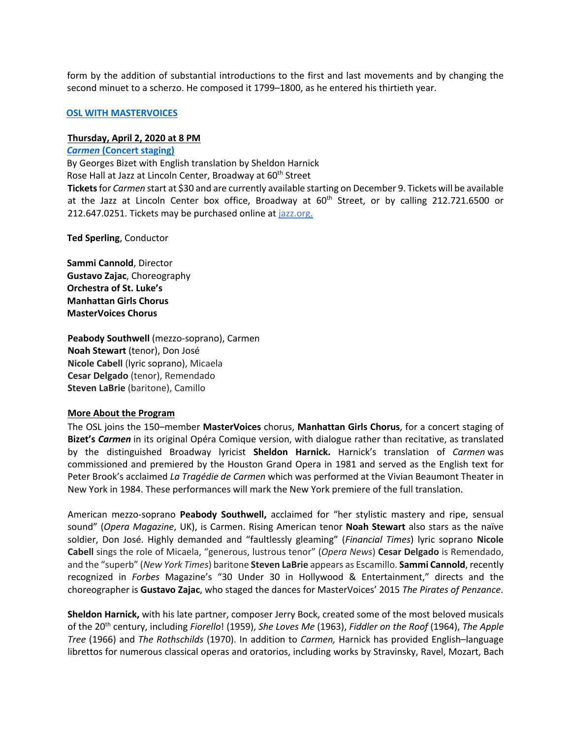form by the addition of substantial introductions to the first and last movements and by changing the second minuet to a scherzo. He composed it 1799–1800, as he entered his thirtieth year.

**OSL WITH MASTERVOICES**

**Thursday, April 2, 2020 at 8 PM**
***Carmen* (Concert staging)**
By Georges Bizet with English translation by Sheldon Harnick
Rose Hall at Jazz at Lincoln Center, Broadway at 60th Street
**Tickets** for *Carmen* start at $30 and are currently available starting on December 9. Tickets will be available at the Jazz at Lincoln Center box office, Broadway at 60th Street, or by calling 212.721.6500 or 212.647.0251. Tickets may be purchased online at jazz.org.

**Ted Sperling**, Conductor

**Sammi Cannold**, Director
**Gustavo Zajac**, Choreography
**Orchestra of St. Luke's**
**Manhattan Girls Chorus**
**MasterVoices Chorus**

**Peabody Southwell** (mezzo-soprano), Carmen
**Noah Stewart** (tenor), Don José
**Nicole Cabell** (lyric soprano), Micaela
**Cesar Delgado** (tenor), Remendado
**Steven LaBrie** (baritone), Camillo

**More About the Program**
The OSL joins the 150–member **MasterVoices** chorus, **Manhattan Girls Chorus**, for a concert staging of **Bizet's *Carmen*** in its original Opéra Comique version, with dialogue rather than recitative, as translated by the distinguished Broadway lyricist **Sheldon Harnick.** Harnick's translation of *Carmen* was commissioned and premiered by the Houston Grand Opera in 1981 and served as the English text for Peter Brook's acclaimed *La Tragédie de Carmen* which was performed at the Vivian Beaumont Theater in New York in 1984. These performances will mark the New York premiere of the full translation.

American mezzo-soprano **Peabody Southwell,** acclaimed for "her stylistic mastery and ripe, sensual sound" (*Opera Magazine*, UK), is Carmen. Rising American tenor **Noah Stewart** also stars as the naïve soldier, Don José. Highly demanded and "faultlessly gleaming" (*Financial Times*) lyric soprano **Nicole Cabell** sings the role of Micaela, "generous, lustrous tenor" (*Opera News*) **Cesar Delgado** is Remendado, and the "superb" (*New York Times*) baritone **Steven LaBrie** appears as Escamillo. **Sammi Cannold**, recently recognized in *Forbes* Magazine's "30 Under 30 in Hollywood & Entertainment," directs and the choreographer is **Gustavo Zajac**, who staged the dances for MasterVoices' 2015 *The Pirates of Penzance*.

**Sheldon Harnick,** with his late partner, composer Jerry Bock, created some of the most beloved musicals of the 20th century, including *Fiorello*! (1959), *She Loves Me* (1963), *Fiddler on the Roof* (1964), *The Apple Tree* (1966) and *The Rothschilds* (1970). In addition to *Carmen,* Harnick has provided English–language librettos for numerous classical operas and oratorios, including works by Stravinsky, Ravel, Mozart, Bach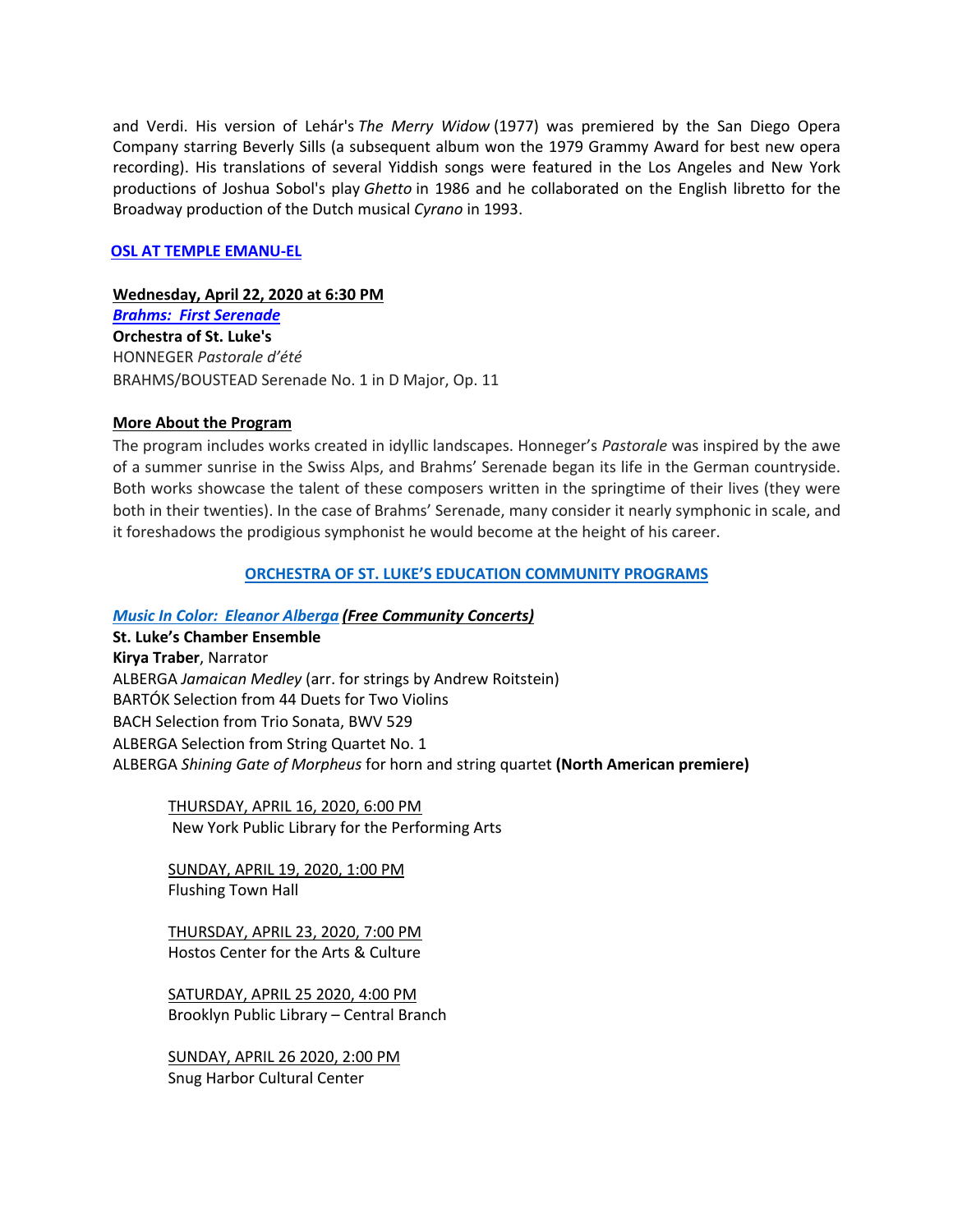and Verdi. His version of Lehár's *The Merry Widow* (1977) was premiered by the San Diego Opera Company starring Beverly Sills (a subsequent album won the 1979 Grammy Award for best new opera recording). His translations of several Yiddish songs were featured in the Los Angeles and New York productions of Joshua Sobol's play *Ghetto* in 1986 and he collaborated on the English libretto for the Broadway production of the Dutch musical *Cyrano* in 1993.

## OSL AT TEMPLE EMANU-EL

**Wednesday, April 22, 2020 at 6:30 PM**
***Brahms: First Serenade***
**Orchestra of St. Luke's**
HONNEGER *Pastorale d'été*
BRAHMS/BOUSTEAD Serenade No. 1 in D Major, Op. 11

**More About the Program**

The program includes works created in idyllic landscapes. Honneger's *Pastorale* was inspired by the awe of a summer sunrise in the Swiss Alps, and Brahms' Serenade began its life in the German countryside. Both works showcase the talent of these composers written in the springtime of their lives (they were both in their twenties). In the case of Brahms' Serenade, many consider it nearly symphonic in scale, and it foreshadows the prodigious symphonist he would become at the height of his career.

## ORCHESTRA OF ST. LUKE'S EDUCATION COMMUNITY PROGRAMS

***Music In Color: Eleanor Alberga (Free Community Concerts)***
**St. Luke's Chamber Ensemble**
**Kirya Traber**, Narrator
ALBERGA *Jamaican Medley* (arr. for strings by Andrew Roitstein)
BARTÓK Selection from 44 Duets for Two Violins
BACH Selection from Trio Sonata, BWV 529
ALBERGA Selection from String Quartet No. 1
ALBERGA *Shining Gate of Morpheus* for horn and string quartet **(North American premiere)**

THURSDAY, APRIL 16, 2020, 6:00 PM
New York Public Library for the Performing Arts

SUNDAY, APRIL 19, 2020, 1:00 PM
Flushing Town Hall

THURSDAY, APRIL 23, 2020, 7:00 PM
Hostos Center for the Arts & Culture

SATURDAY, APRIL 25 2020, 4:00 PM
Brooklyn Public Library – Central Branch

SUNDAY, APRIL 26 2020, 2:00 PM
Snug Harbor Cultural Center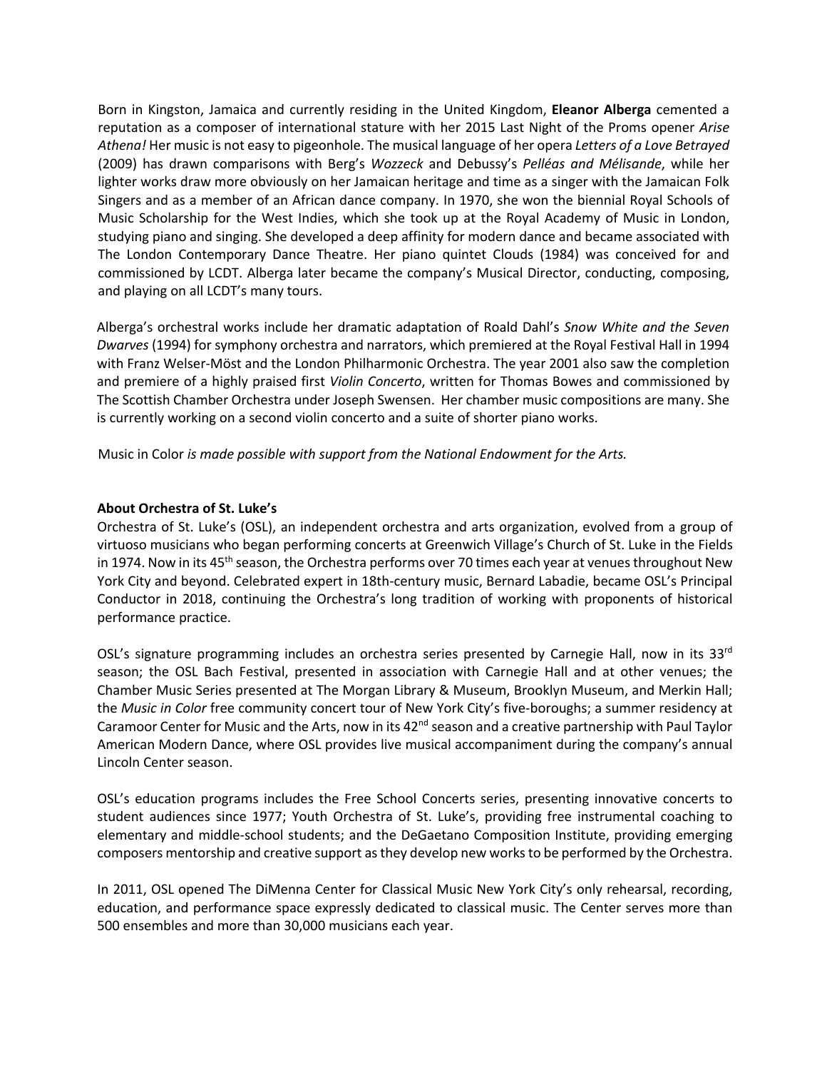Born in Kingston, Jamaica and currently residing in the United Kingdom, **Eleanor Alberga** cemented a reputation as a composer of international stature with her 2015 Last Night of the Proms opener *Arise Athena!* Her music is not easy to pigeonhole. The musical language of her opera *Letters of a Love Betrayed* (2009) has drawn comparisons with Berg's *Wozzeck* and Debussy's *Pelléas and Mélisande*, while her lighter works draw more obviously on her Jamaican heritage and time as a singer with the Jamaican Folk Singers and as a member of an African dance company. In 1970, she won the biennial Royal Schools of Music Scholarship for the West Indies, which she took up at the Royal Academy of Music in London, studying piano and singing. She developed a deep affinity for modern dance and became associated with The London Contemporary Dance Theatre. Her piano quintet Clouds (1984) was conceived for and commissioned by LCDT. Alberga later became the company's Musical Director, conducting, composing, and playing on all LCDT's many tours.

Alberga's orchestral works include her dramatic adaptation of Roald Dahl's *Snow White and the Seven Dwarves* (1994) for symphony orchestra and narrators, which premiered at the Royal Festival Hall in 1994 with Franz Welser-Möst and the London Philharmonic Orchestra. The year 2001 also saw the completion and premiere of a highly praised first *Violin Concerto*, written for Thomas Bowes and commissioned by The Scottish Chamber Orchestra under Joseph Swensen. Her chamber music compositions are many. She is currently working on a second violin concerto and a suite of shorter piano works.

Music in Color *is made possible with support from the National Endowment for the Arts.*

**About Orchestra of St. Luke's**

Orchestra of St. Luke's (OSL), an independent orchestra and arts organization, evolved from a group of virtuoso musicians who began performing concerts at Greenwich Village's Church of St. Luke in the Fields in 1974. Now in its 45th season, the Orchestra performs over 70 times each year at venues throughout New York City and beyond. Celebrated expert in 18th-century music, Bernard Labadie, became OSL's Principal Conductor in 2018, continuing the Orchestra's long tradition of working with proponents of historical performance practice.

OSL's signature programming includes an orchestra series presented by Carnegie Hall, now in its 33rd season; the OSL Bach Festival, presented in association with Carnegie Hall and at other venues; the Chamber Music Series presented at The Morgan Library & Museum, Brooklyn Museum, and Merkin Hall; the *Music in Color* free community concert tour of New York City's five-boroughs; a summer residency at Caramoor Center for Music and the Arts, now in its 42nd season and a creative partnership with Paul Taylor American Modern Dance, where OSL provides live musical accompaniment during the company's annual Lincoln Center season.

OSL's education programs includes the Free School Concerts series, presenting innovative concerts to student audiences since 1977; Youth Orchestra of St. Luke's, providing free instrumental coaching to elementary and middle-school students; and the DeGaetano Composition Institute, providing emerging composers mentorship and creative support as they develop new works to be performed by the Orchestra.

In 2011, OSL opened The DiMenna Center for Classical Music New York City's only rehearsal, recording, education, and performance space expressly dedicated to classical music. The Center serves more than 500 ensembles and more than 30,000 musicians each year.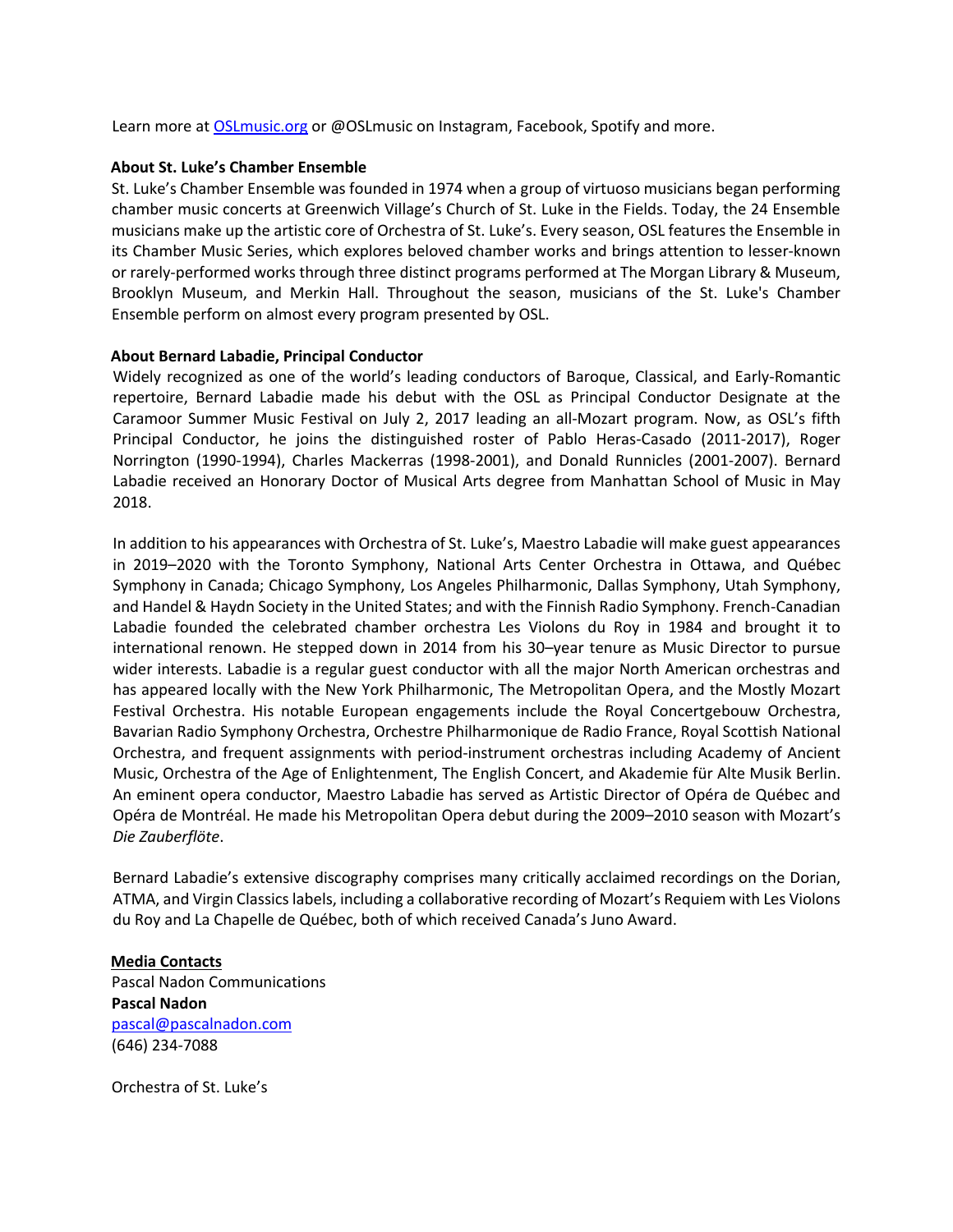Learn more at [OSLmusic.org](http://OSLmusic.org) or @OSLmusic on Instagram, Facebook, Spotify and more.

**About St. Luke's Chamber Ensemble**

St. Luke's Chamber Ensemble was founded in 1974 when a group of virtuoso musicians began performing chamber music concerts at Greenwich Village's Church of St. Luke in the Fields. Today, the 24 Ensemble musicians make up the artistic core of Orchestra of St. Luke's. Every season, OSL features the Ensemble in its Chamber Music Series, which explores beloved chamber works and brings attention to lesser-known or rarely-performed works through three distinct programs performed at The Morgan Library & Museum, Brooklyn Museum, and Merkin Hall. Throughout the season, musicians of the St. Luke's Chamber Ensemble perform on almost every program presented by OSL.

**About Bernard Labadie, Principal Conductor**

Widely recognized as one of the world's leading conductors of Baroque, Classical, and Early-Romantic repertoire, Bernard Labadie made his debut with the OSL as Principal Conductor Designate at the Caramoor Summer Music Festival on July 2, 2017 leading an all-Mozart program. Now, as OSL's fifth Principal Conductor, he joins the distinguished roster of Pablo Heras-Casado (2011-2017), Roger Norrington (1990-1994), Charles Mackerras (1998-2001), and Donald Runnicles (2001-2007). Bernard Labadie received an Honorary Doctor of Musical Arts degree from Manhattan School of Music in May 2018.

In addition to his appearances with Orchestra of St. Luke's, Maestro Labadie will make guest appearances in 2019–2020 with the Toronto Symphony, National Arts Center Orchestra in Ottawa, and Québec Symphony in Canada; Chicago Symphony, Los Angeles Philharmonic, Dallas Symphony, Utah Symphony, and Handel & Haydn Society in the United States; and with the Finnish Radio Symphony. French-Canadian Labadie founded the celebrated chamber orchestra Les Violons du Roy in 1984 and brought it to international renown. He stepped down in 2014 from his 30–year tenure as Music Director to pursue wider interests. Labadie is a regular guest conductor with all the major North American orchestras and has appeared locally with the New York Philharmonic, The Metropolitan Opera, and the Mostly Mozart Festival Orchestra. His notable European engagements include the Royal Concertgebouw Orchestra, Bavarian Radio Symphony Orchestra, Orchestre Philharmonique de Radio France, Royal Scottish National Orchestra, and frequent assignments with period-instrument orchestras including Academy of Ancient Music, Orchestra of the Age of Enlightenment, The English Concert, and Akademie für Alte Musik Berlin. An eminent opera conductor, Maestro Labadie has served as Artistic Director of Opéra de Québec and Opéra de Montréal. He made his Metropolitan Opera debut during the 2009–2010 season with Mozart's *Die Zauberflöte*.

Bernard Labadie's extensive discography comprises many critically acclaimed recordings on the Dorian, ATMA, and Virgin Classics labels, including a collaborative recording of Mozart's Requiem with Les Violons du Roy and La Chapelle de Québec, both of which received Canada's Juno Award.

**Media Contacts**

Pascal Nadon Communications
**Pascal Nadon**
[pascal@pascalnadon.com](mailto:pascal@pascalnadon.com)
(646) 234-7088

Orchestra of St. Luke's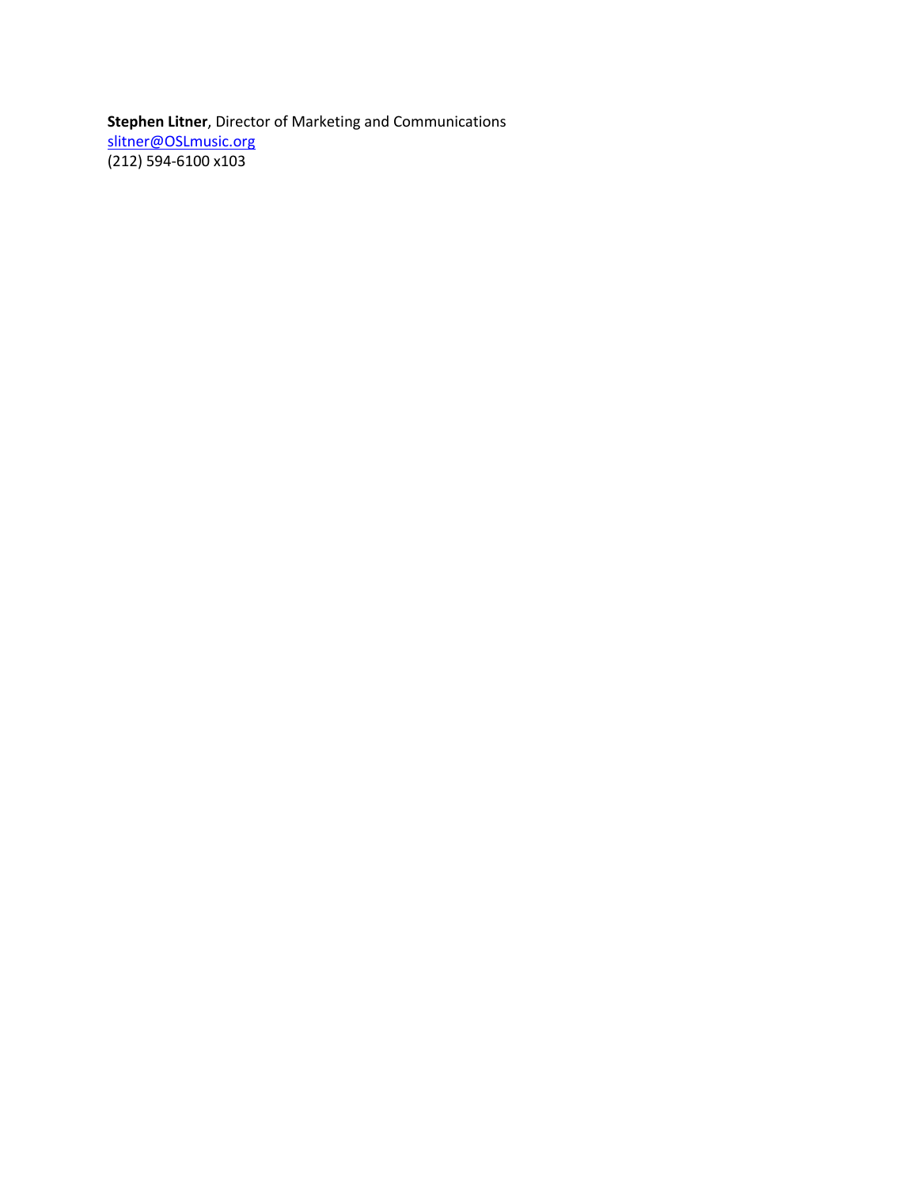**Stephen Litner**, Director of Marketing and Communications
slitner@OSLmusic.org
(212) 594-6100 x103